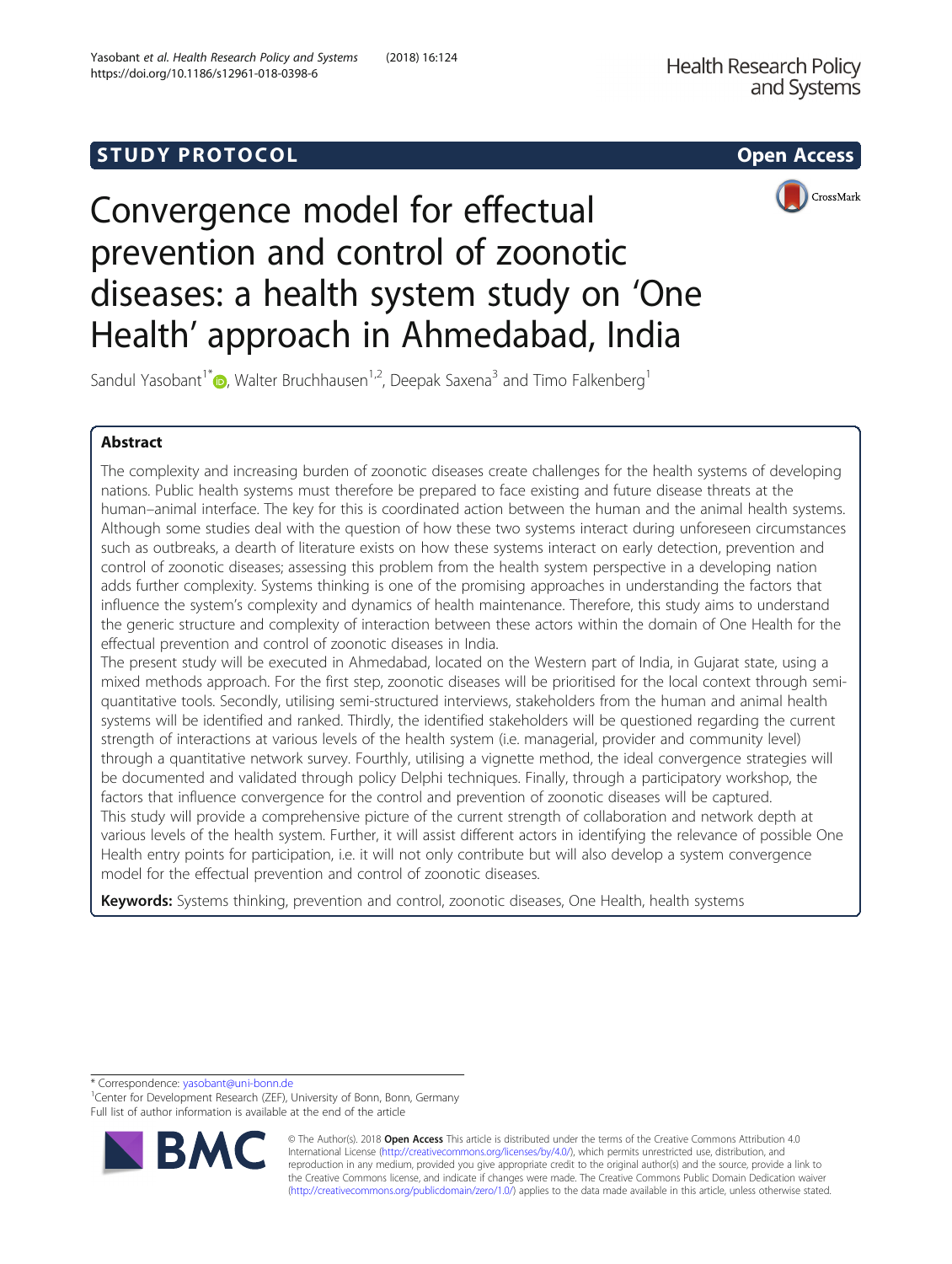STUDY PROTOCOL

Open Access

# Convergence model for effectual prevention and control of zoonotic diseases: a health system study on 'One Health' approach in Ahmedabad, India

Sandul Yasobant[1*], Walter Bruchhausen[1,2], Deepak Saxena[3] and Timo Falkenberg[1]

## Abstract

The complexity and increasing burden of zoonotic diseases create challenges for the health systems of developing nations. Public health systems must therefore be prepared to face existing and future disease threats at the human–animal interface. The key for this is coordinated action between the human and the animal health systems. Although some studies deal with the question of how these two systems interact during unforeseen circumstances such as outbreaks, a dearth of literature exists on how these systems interact on early detection, prevention and control of zoonotic diseases; assessing this problem from the health system perspective in a developing nation adds further complexity. Systems thinking is one of the promising approaches in understanding the factors that influence the system's complexity and dynamics of health maintenance. Therefore, this study aims to understand the generic structure and complexity of interaction between these actors within the domain of One Health for the effectual prevention and control of zoonotic diseases in India.

The present study will be executed in Ahmedabad, located on the Western part of India, in Gujarat state, using a mixed methods approach. For the first step, zoonotic diseases will be prioritised for the local context through semi-quantitative tools. Secondly, utilising semi-structured interviews, stakeholders from the human and animal health systems will be identified and ranked. Thirdly, the identified stakeholders will be questioned regarding the current strength of interactions at various levels of the health system (i.e. managerial, provider and community level) through a quantitative network survey. Fourthly, utilising a vignette method, the ideal convergence strategies will be documented and validated through policy Delphi techniques. Finally, through a participatory workshop, the factors that influence convergence for the control and prevention of zoonotic diseases will be captured.

This study will provide a comprehensive picture of the current strength of collaboration and network depth at various levels of the health system. Further, it will assist different actors in identifying the relevance of possible One Health entry points for participation, i.e. it will not only contribute but will also develop a system convergence model for the effectual prevention and control of zoonotic diseases.

**Keywords:** Systems thinking, prevention and control, zoonotic diseases, One Health, health systems

\* Correspondence: yasobant@uni-bonn.de
[1]Center for Development Research (ZEF), University of Bonn, Bonn, Germany
Full list of author information is available at the end of the article

© The Author(s). 2018 **Open Access** This article is distributed under the terms of the Creative Commons Attribution 4.0 International License (http://creativecommons.org/licenses/by/4.0/), which permits unrestricted use, distribution, and reproduction in any medium, provided you give appropriate credit to the original author(s) and the source, provide a link to the Creative Commons license, and indicate if changes were made. The Creative Commons Public Domain Dedication waiver (http://creativecommons.org/publicdomain/zero/1.0/) applies to the data made available in this article, unless otherwise stated.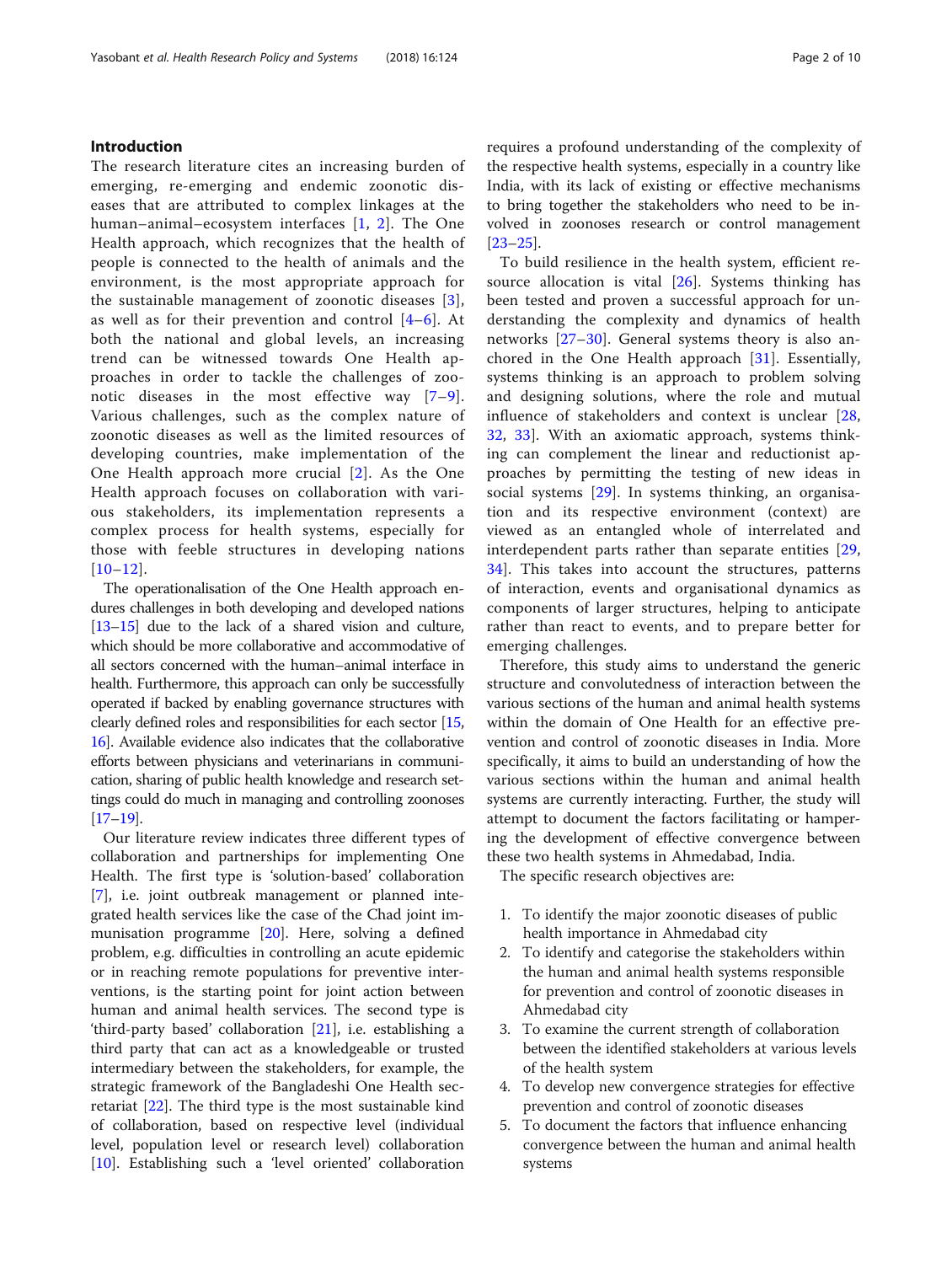## Introduction

The research literature cites an increasing burden of emerging, re-emerging and endemic zoonotic diseases that are attributed to complex linkages at the human–animal–ecosystem interfaces [1, 2]. The One Health approach, which recognizes that the health of people is connected to the health of animals and the environment, is the most appropriate approach for the sustainable management of zoonotic diseases [3], as well as for their prevention and control [4–6]. At both the national and global levels, an increasing trend can be witnessed towards One Health approaches in order to tackle the challenges of zoonotic diseases in the most effective way [7–9]. Various challenges, such as the complex nature of zoonotic diseases as well as the limited resources of developing countries, make implementation of the One Health approach more crucial [2]. As the One Health approach focuses on collaboration with various stakeholders, its implementation represents a complex process for health systems, especially for those with feeble structures in developing nations [10–12].

The operationalisation of the One Health approach endures challenges in both developing and developed nations [13–15] due to the lack of a shared vision and culture, which should be more collaborative and accommodative of all sectors concerned with the human–animal interface in health. Furthermore, this approach can only be successfully operated if backed by enabling governance structures with clearly defined roles and responsibilities for each sector [15, 16]. Available evidence also indicates that the collaborative efforts between physicians and veterinarians in communication, sharing of public health knowledge and research settings could do much in managing and controlling zoonoses [17–19].

Our literature review indicates three different types of collaboration and partnerships for implementing One Health. The first type is 'solution-based' collaboration [7], i.e. joint outbreak management or planned integrated health services like the case of the Chad joint immunisation programme [20]. Here, solving a defined problem, e.g. difficulties in controlling an acute epidemic or in reaching remote populations for preventive interventions, is the starting point for joint action between human and animal health services. The second type is 'third-party based' collaboration [21], i.e. establishing a third party that can act as a knowledgeable or trusted intermediary between the stakeholders, for example, the strategic framework of the Bangladeshi One Health secretariat [22]. The third type is the most sustainable kind of collaboration, based on respective level (individual level, population level or research level) collaboration [10]. Establishing such a 'level oriented' collaboration requires a profound understanding of the complexity of the respective health systems, especially in a country like India, with its lack of existing or effective mechanisms to bring together the stakeholders who need to be involved in zoonoses research or control management [23–25].

To build resilience in the health system, efficient resource allocation is vital [26]. Systems thinking has been tested and proven a successful approach for understanding the complexity and dynamics of health networks [27–30]. General systems theory is also anchored in the One Health approach [31]. Essentially, systems thinking is an approach to problem solving and designing solutions, where the role and mutual influence of stakeholders and context is unclear [28, 32, 33]. With an axiomatic approach, systems thinking can complement the linear and reductionist approaches by permitting the testing of new ideas in social systems [29]. In systems thinking, an organisation and its respective environment (context) are viewed as an entangled whole of interrelated and interdependent parts rather than separate entities [29, 34]. This takes into account the structures, patterns of interaction, events and organisational dynamics as components of larger structures, helping to anticipate rather than react to events, and to prepare better for emerging challenges.

Therefore, this study aims to understand the generic structure and convolutedness of interaction between the various sections of the human and animal health systems within the domain of One Health for an effective prevention and control of zoonotic diseases in India. More specifically, it aims to build an understanding of how the various sections within the human and animal health systems are currently interacting. Further, the study will attempt to document the factors facilitating or hampering the development of effective convergence between these two health systems in Ahmedabad, India.

The specific research objectives are:

1. To identify the major zoonotic diseases of public health importance in Ahmedabad city
2. To identify and categorise the stakeholders within the human and animal health systems responsible for prevention and control of zoonotic diseases in Ahmedabad city
3. To examine the current strength of collaboration between the identified stakeholders at various levels of the health system
4. To develop new convergence strategies for effective prevention and control of zoonotic diseases
5. To document the factors that influence enhancing convergence between the human and animal health systems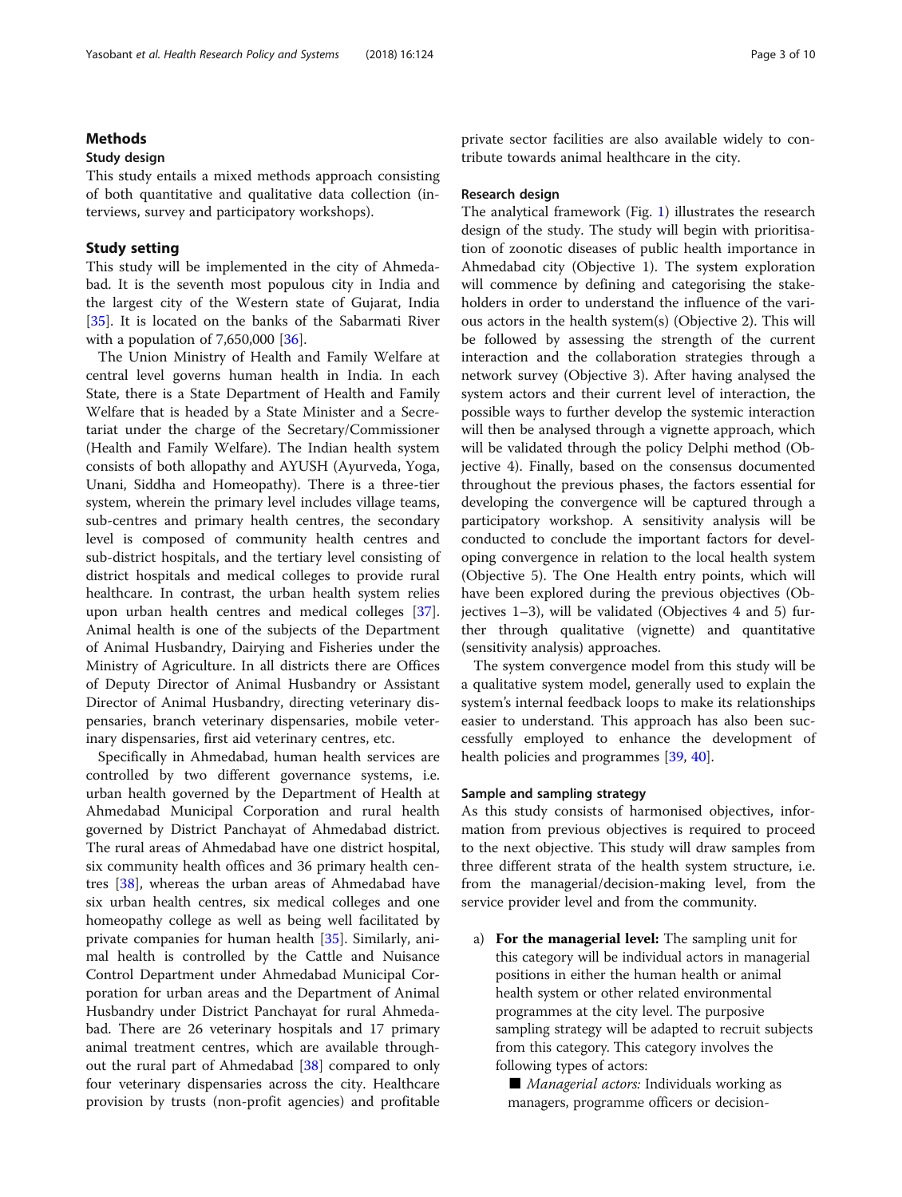## Methods

### Study design

This study entails a mixed methods approach consisting of both quantitative and qualitative data collection (interviews, survey and participatory workshops).

### Study setting

This study will be implemented in the city of Ahmedabad. It is the seventh most populous city in India and the largest city of the Western state of Gujarat, India [35]. It is located on the banks of the Sabarmati River with a population of 7,650,000 [36].

The Union Ministry of Health and Family Welfare at central level governs human health in India. In each State, there is a State Department of Health and Family Welfare that is headed by a State Minister and a Secretariat under the charge of the Secretary/Commissioner (Health and Family Welfare). The Indian health system consists of both allopathy and AYUSH (Ayurveda, Yoga, Unani, Siddha and Homeopathy). There is a three-tier system, wherein the primary level includes village teams, sub-centres and primary health centres, the secondary level is composed of community health centres and sub-district hospitals, and the tertiary level consisting of district hospitals and medical colleges to provide rural healthcare. In contrast, the urban health system relies upon urban health centres and medical colleges [37]. Animal health is one of the subjects of the Department of Animal Husbandry, Dairying and Fisheries under the Ministry of Agriculture. In all districts there are Offices of Deputy Director of Animal Husbandry or Assistant Director of Animal Husbandry, directing veterinary dispensaries, branch veterinary dispensaries, mobile veterinary dispensaries, first aid veterinary centres, etc.

Specifically in Ahmedabad, human health services are controlled by two different governance systems, i.e. urban health governed by the Department of Health at Ahmedabad Municipal Corporation and rural health governed by District Panchayat of Ahmedabad district. The rural areas of Ahmedabad have one district hospital, six community health offices and 36 primary health centres [38], whereas the urban areas of Ahmedabad have six urban health centres, six medical colleges and one homeopathy college as well as being well facilitated by private companies for human health [35]. Similarly, animal health is controlled by the Cattle and Nuisance Control Department under Ahmedabad Municipal Corporation for urban areas and the Department of Animal Husbandry under District Panchayat for rural Ahmedabad. There are 26 veterinary hospitals and 17 primary animal treatment centres, which are available throughout the rural part of Ahmedabad [38] compared to only four veterinary dispensaries across the city. Healthcare provision by trusts (non-profit agencies) and profitable private sector facilities are also available widely to contribute towards animal healthcare in the city.

### Research design

The analytical framework (Fig. 1) illustrates the research design of the study. The study will begin with prioritisation of zoonotic diseases of public health importance in Ahmedabad city (Objective 1). The system exploration will commence by defining and categorising the stakeholders in order to understand the influence of the various actors in the health system(s) (Objective 2). This will be followed by assessing the strength of the current interaction and the collaboration strategies through a network survey (Objective 3). After having analysed the system actors and their current level of interaction, the possible ways to further develop the systemic interaction will then be analysed through a vignette approach, which will be validated through the policy Delphi method (Objective 4). Finally, based on the consensus documented throughout the previous phases, the factors essential for developing the convergence will be captured through a participatory workshop. A sensitivity analysis will be conducted to conclude the important factors for developing convergence in relation to the local health system (Objective 5). The One Health entry points, which will have been explored during the previous objectives (Objectives 1–3), will be validated (Objectives 4 and 5) further through qualitative (vignette) and quantitative (sensitivity analysis) approaches.

The system convergence model from this study will be a qualitative system model, generally used to explain the system's internal feedback loops to make its relationships easier to understand. This approach has also been successfully employed to enhance the development of health policies and programmes [39, 40].

### Sample and sampling strategy

As this study consists of harmonised objectives, information from previous objectives is required to proceed to the next objective. This study will draw samples from three different strata of the health system structure, i.e. from the managerial/decision-making level, from the service provider level and from the community.

a) **For the managerial level:** The sampling unit for this category will be individual actors in managerial positions in either the human health or animal health system or other related environmental programmes at the city level. The purposive sampling strategy will be adapted to recruit subjects from this category. This category involves the following types of actors:

   - *Managerial actors:* Individuals working as managers, programme officers or decision-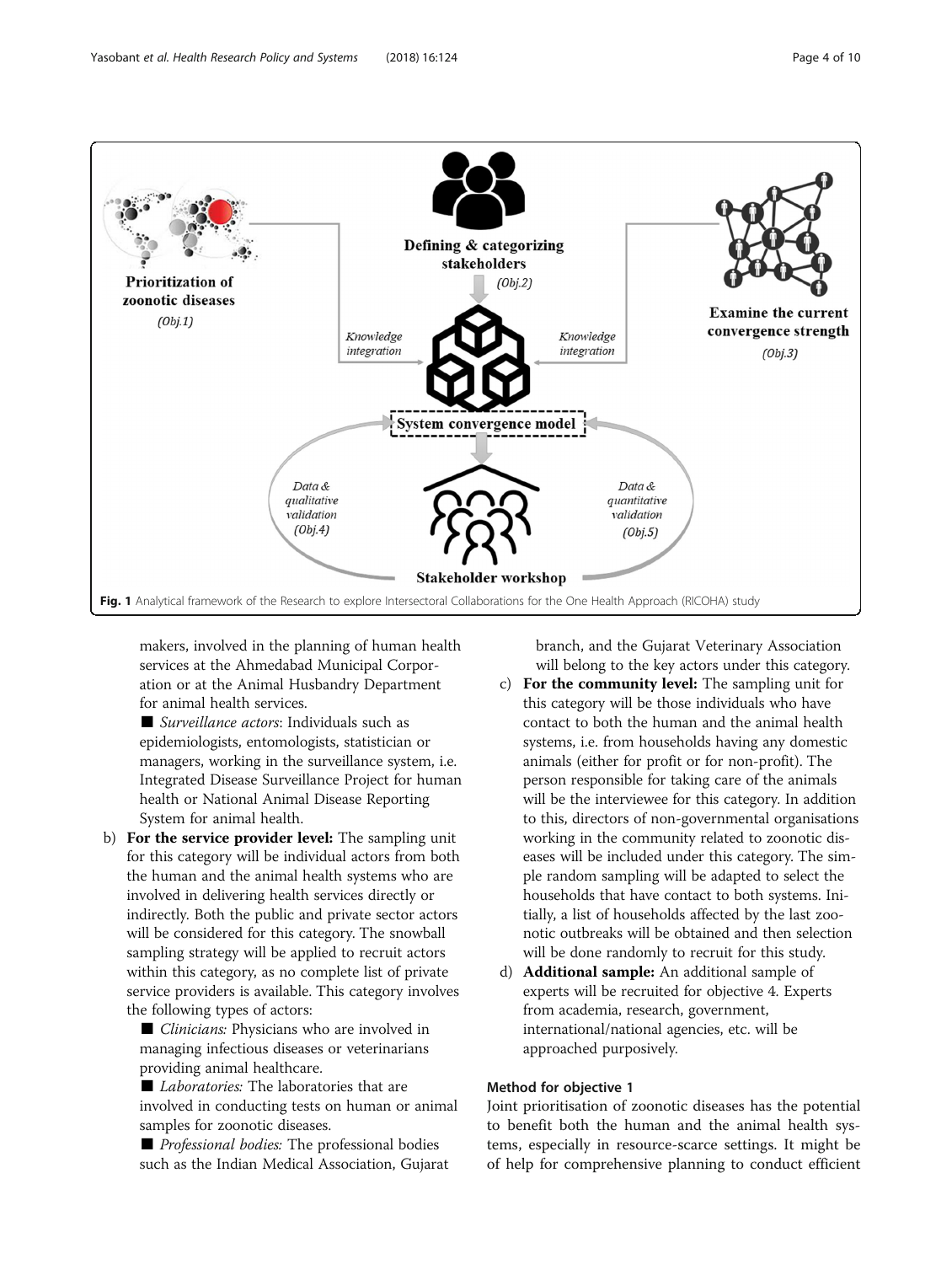Defining & categorizing stakeholders
(Obj.2)

Prioritization of zoonotic diseases
(Obj.1)

Examine the current convergence strength
(Obj.3)

Knowledge integration

Knowledge integration

System convergence model

Data & qualitative validation
(Obj.4)

Data & quantitative validation
(Obj.5)

Stakeholder workshop

**Fig. 1** Analytical framework of the Research to explore Intersectoral Collaborations for the One Health Approach (RICOHA) study

makers, involved in the planning of human health services at the Ahmedabad Municipal Corporation or at the Animal Husbandry Department for animal health services.

■ *Surveillance actors*: Individuals such as epidemiologists, entomologists, statistician or managers, working in the surveillance system, i.e. Integrated Disease Surveillance Project for human health or National Animal Disease Reporting System for animal health.

b) **For the service provider level:** The sampling unit for this category will be individual actors from both the human and the animal health systems who are involved in delivering health services directly or indirectly. Both the public and private sector actors will be considered for this category. The snowball sampling strategy will be applied to recruit actors within this category, as no complete list of private service providers is available. This category involves the following types of actors:

■ *Clinicians:* Physicians who are involved in managing infectious diseases or veterinarians providing animal healthcare.

■ *Laboratories:* The laboratories that are involved in conducting tests on human or animal samples for zoonotic diseases.

■ *Professional bodies:* The professional bodies such as the Indian Medical Association, Gujarat branch, and the Gujarat Veterinary Association will belong to the key actors under this category.

c) **For the community level:** The sampling unit for this category will be those individuals who have contact to both the human and the animal health systems, i.e. from households having any domestic animals (either for profit or for non-profit). The person responsible for taking care of the animals will be the interviewee for this category. In addition to this, directors of non-governmental organisations working in the community related to zoonotic diseases will be included under this category. The simple random sampling will be adapted to select the households that have contact to both systems. Initially, a list of households affected by the last zoonotic outbreaks will be obtained and then selection will be done randomly to recruit for this study.

d) **Additional sample:** An additional sample of experts will be recruited for objective 4. Experts from academia, research, government, international/national agencies, etc. will be approached purposively.

#### Method for objective 1

Joint prioritisation of zoonotic diseases has the potential to benefit both the human and the animal health systems, especially in resource-scarce settings. It might be of help for comprehensive planning to conduct efficient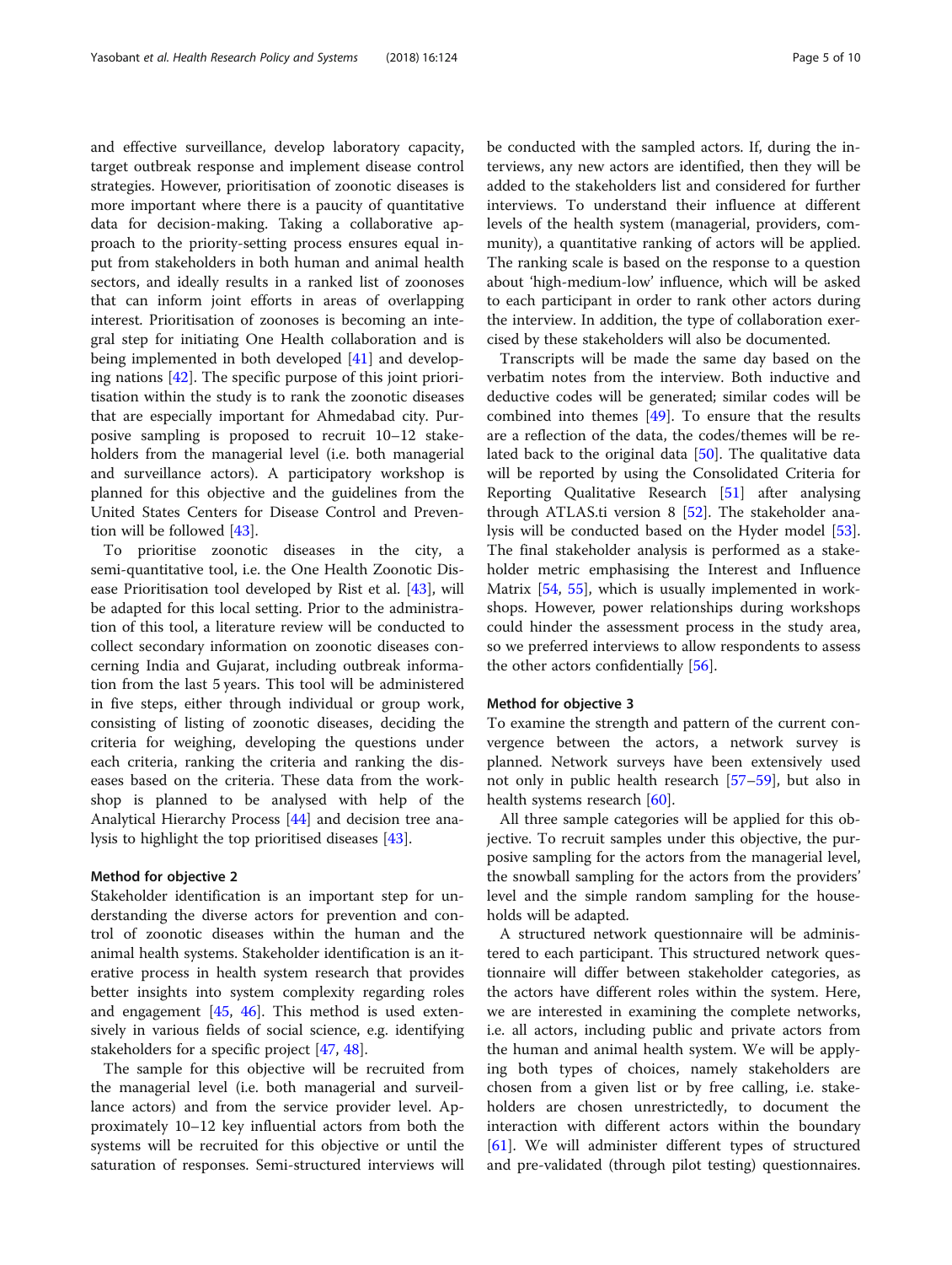and effective surveillance, develop laboratory capacity, target outbreak response and implement disease control strategies. However, prioritisation of zoonotic diseases is more important where there is a paucity of quantitative data for decision-making. Taking a collaborative approach to the priority-setting process ensures equal input from stakeholders in both human and animal health sectors, and ideally results in a ranked list of zoonoses that can inform joint efforts in areas of overlapping interest. Prioritisation of zoonoses is becoming an integral step for initiating One Health collaboration and is being implemented in both developed [41] and developing nations [42]. The specific purpose of this joint prioritisation within the study is to rank the zoonotic diseases that are especially important for Ahmedabad city. Purposive sampling is proposed to recruit 10–12 stakeholders from the managerial level (i.e. both managerial and surveillance actors). A participatory workshop is planned for this objective and the guidelines from the United States Centers for Disease Control and Prevention will be followed [43].

To prioritise zoonotic diseases in the city, a semi-quantitative tool, i.e. the One Health Zoonotic Disease Prioritisation tool developed by Rist et al. [43], will be adapted for this local setting. Prior to the administration of this tool, a literature review will be conducted to collect secondary information on zoonotic diseases concerning India and Gujarat, including outbreak information from the last 5 years. This tool will be administered in five steps, either through individual or group work, consisting of listing of zoonotic diseases, deciding the criteria for weighing, developing the questions under each criteria, ranking the criteria and ranking the diseases based on the criteria. These data from the workshop is planned to be analysed with help of the Analytical Hierarchy Process [44] and decision tree analysis to highlight the top prioritised diseases [43].

#### Method for objective 2

Stakeholder identification is an important step for understanding the diverse actors for prevention and control of zoonotic diseases within the human and the animal health systems. Stakeholder identification is an iterative process in health system research that provides better insights into system complexity regarding roles and engagement [45, 46]. This method is used extensively in various fields of social science, e.g. identifying stakeholders for a specific project [47, 48].

The sample for this objective will be recruited from the managerial level (i.e. both managerial and surveillance actors) and from the service provider level. Approximately 10–12 key influential actors from both the systems will be recruited for this objective or until the saturation of responses. Semi-structured interviews will be conducted with the sampled actors. If, during the interviews, any new actors are identified, then they will be added to the stakeholders list and considered for further interviews. To understand their influence at different levels of the health system (managerial, providers, community), a quantitative ranking of actors will be applied. The ranking scale is based on the response to a question about 'high-medium-low' influence, which will be asked to each participant in order to rank other actors during the interview. In addition, the type of collaboration exercised by these stakeholders will also be documented.

Transcripts will be made the same day based on the verbatim notes from the interview. Both inductive and deductive codes will be generated; similar codes will be combined into themes [49]. To ensure that the results are a reflection of the data, the codes/themes will be related back to the original data [50]. The qualitative data will be reported by using the Consolidated Criteria for Reporting Qualitative Research [51] after analysing through ATLAS.ti version 8 [52]. The stakeholder analysis will be conducted based on the Hyder model [53]. The final stakeholder analysis is performed as a stakeholder metric emphasising the Interest and Influence Matrix [54, 55], which is usually implemented in workshops. However, power relationships during workshops could hinder the assessment process in the study area, so we preferred interviews to allow respondents to assess the other actors confidentially [56].

#### Method for objective 3

To examine the strength and pattern of the current convergence between the actors, a network survey is planned. Network surveys have been extensively used not only in public health research [57–59], but also in health systems research [60].

All three sample categories will be applied for this objective. To recruit samples under this objective, the purposive sampling for the actors from the managerial level, the snowball sampling for the actors from the providers' level and the simple random sampling for the households will be adapted.

A structured network questionnaire will be administered to each participant. This structured network questionnaire will differ between stakeholder categories, as the actors have different roles within the system. Here, we are interested in examining the complete networks, i.e. all actors, including public and private actors from the human and animal health system. We will be applying both types of choices, namely stakeholders are chosen from a given list or by free calling, i.e. stakeholders are chosen unrestrictedly, to document the interaction with different actors within the boundary [61]. We will administer different types of structured and pre-validated (through pilot testing) questionnaires.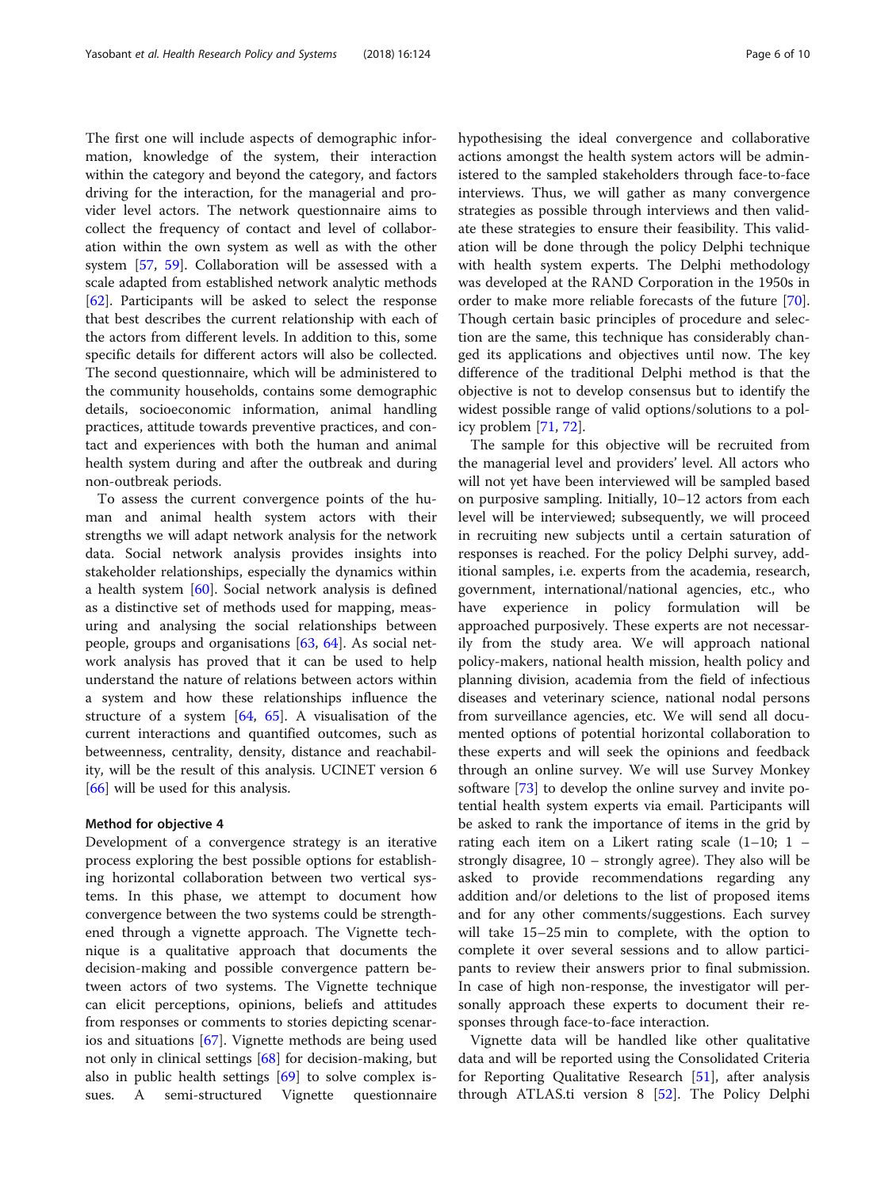The first one will include aspects of demographic information, knowledge of the system, their interaction within the category and beyond the category, and factors driving for the interaction, for the managerial and provider level actors. The network questionnaire aims to collect the frequency of contact and level of collaboration within the own system as well as with the other system [57, 59]. Collaboration will be assessed with a scale adapted from established network analytic methods [62]. Participants will be asked to select the response that best describes the current relationship with each of the actors from different levels. In addition to this, some specific details for different actors will also be collected. The second questionnaire, which will be administered to the community households, contains some demographic details, socioeconomic information, animal handling practices, attitude towards preventive practices, and contact and experiences with both the human and animal health system during and after the outbreak and during non-outbreak periods.

To assess the current convergence points of the human and animal health system actors with their strengths we will adapt network analysis for the network data. Social network analysis provides insights into stakeholder relationships, especially the dynamics within a health system [60]. Social network analysis is defined as a distinctive set of methods used for mapping, measuring and analysing the social relationships between people, groups and organisations [63, 64]. As social network analysis has proved that it can be used to help understand the nature of relations between actors within a system and how these relationships influence the structure of a system [64, 65]. A visualisation of the current interactions and quantified outcomes, such as betweenness, centrality, density, distance and reachability, will be the result of this analysis. UCINET version 6 [66] will be used for this analysis.

#### Method for objective 4

Development of a convergence strategy is an iterative process exploring the best possible options for establishing horizontal collaboration between two vertical systems. In this phase, we attempt to document how convergence between the two systems could be strengthened through a vignette approach. The Vignette technique is a qualitative approach that documents the decision-making and possible convergence pattern between actors of two systems. The Vignette technique can elicit perceptions, opinions, beliefs and attitudes from responses or comments to stories depicting scenarios and situations [67]. Vignette methods are being used not only in clinical settings [68] for decision-making, but also in public health settings [69] to solve complex issues. A semi-structured Vignette questionnaire hypothesising the ideal convergence and collaborative actions amongst the health system actors will be administered to the sampled stakeholders through face-to-face interviews. Thus, we will gather as many convergence strategies as possible through interviews and then validate these strategies to ensure their feasibility. This validation will be done through the policy Delphi technique with health system experts. The Delphi methodology was developed at the RAND Corporation in the 1950s in order to make more reliable forecasts of the future [70]. Though certain basic principles of procedure and selection are the same, this technique has considerably changed its applications and objectives until now. The key difference of the traditional Delphi method is that the objective is not to develop consensus but to identify the widest possible range of valid options/solutions to a policy problem [71, 72].

The sample for this objective will be recruited from the managerial level and providers' level. All actors who will not yet have been interviewed will be sampled based on purposive sampling. Initially, 10–12 actors from each level will be interviewed; subsequently, we will proceed in recruiting new subjects until a certain saturation of responses is reached. For the policy Delphi survey, additional samples, i.e. experts from the academia, research, government, international/national agencies, etc., who have experience in policy formulation will be approached purposively. These experts are not necessarily from the study area. We will approach national policy-makers, national health mission, health policy and planning division, academia from the field of infectious diseases and veterinary science, national nodal persons from surveillance agencies, etc. We will send all documented options of potential horizontal collaboration to these experts and will seek the opinions and feedback through an online survey. We will use Survey Monkey software [73] to develop the online survey and invite potential health system experts via email. Participants will be asked to rank the importance of items in the grid by rating each item on a Likert rating scale (1–10; 1 – strongly disagree, 10 – strongly agree). They also will be asked to provide recommendations regarding any addition and/or deletions to the list of proposed items and for any other comments/suggestions. Each survey will take 15–25 min to complete, with the option to complete it over several sessions and to allow participants to review their answers prior to final submission. In case of high non-response, the investigator will personally approach these experts to document their responses through face-to-face interaction.

Vignette data will be handled like other qualitative data and will be reported using the Consolidated Criteria for Reporting Qualitative Research [51], after analysis through ATLAS.ti version 8 [52]. The Policy Delphi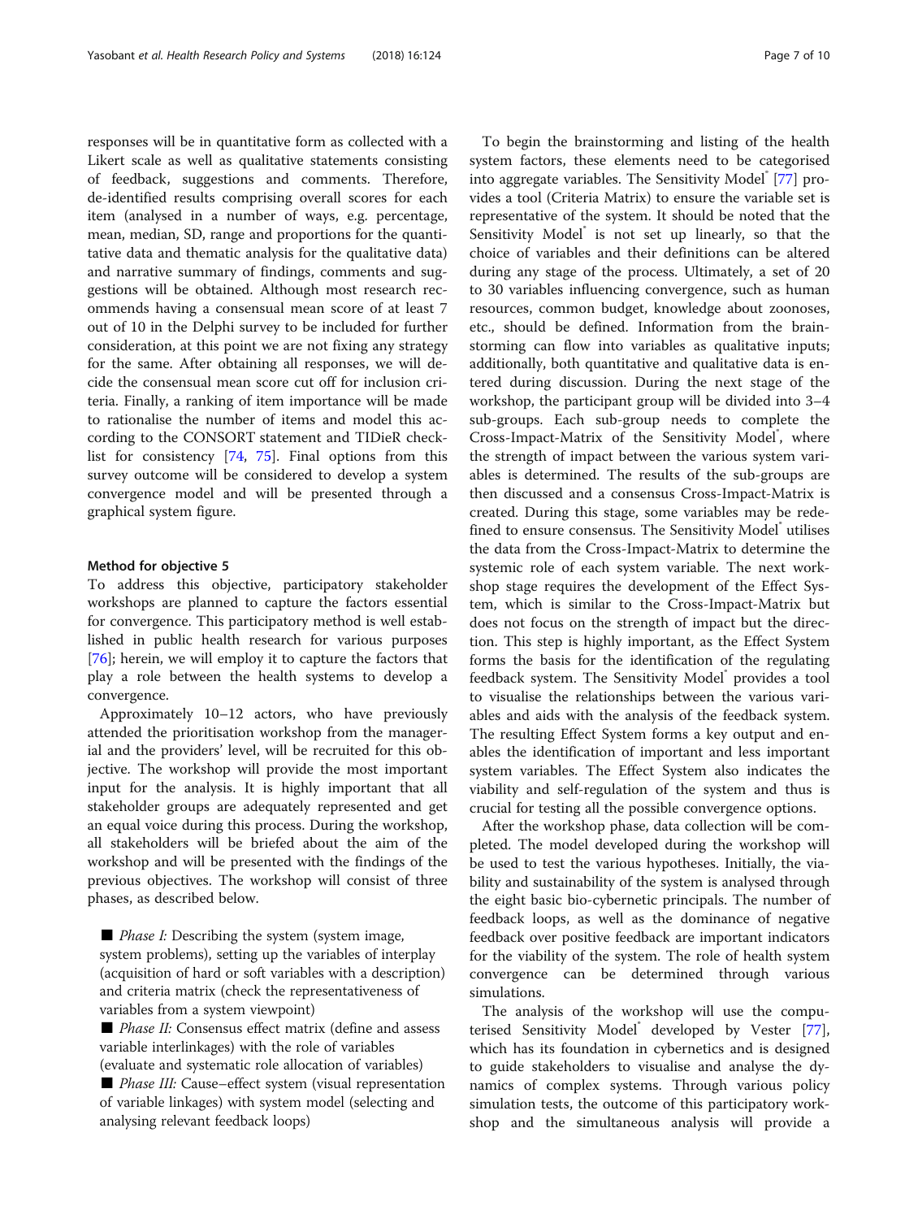responses will be in quantitative form as collected with a Likert scale as well as qualitative statements consisting of feedback, suggestions and comments. Therefore, de-identified results comprising overall scores for each item (analysed in a number of ways, e.g. percentage, mean, median, SD, range and proportions for the quantitative data and thematic analysis for the qualitative data) and narrative summary of findings, comments and suggestions will be obtained. Although most research recommends having a consensual mean score of at least 7 out of 10 in the Delphi survey to be included for further consideration, at this point we are not fixing any strategy for the same. After obtaining all responses, we will decide the consensual mean score cut off for inclusion criteria. Finally, a ranking of item importance will be made to rationalise the number of items and model this according to the CONSORT statement and TIDieR checklist for consistency [74, 75]. Final options from this survey outcome will be considered to develop a system convergence model and will be presented through a graphical system figure.

#### Method for objective 5

To address this objective, participatory stakeholder workshops are planned to capture the factors essential for convergence. This participatory method is well established in public health research for various purposes [76]; herein, we will employ it to capture the factors that play a role between the health systems to develop a convergence.

Approximately 10–12 actors, who have previously attended the prioritisation workshop from the managerial and the providers' level, will be recruited for this objective. The workshop will provide the most important input for the analysis. It is highly important that all stakeholder groups are adequately represented and get an equal voice during this process. During the workshop, all stakeholders will be briefed about the aim of the workshop and will be presented with the findings of the previous objectives. The workshop will consist of three phases, as described below.

- *Phase I:* Describing the system (system image, system problems), setting up the variables of interplay (acquisition of hard or soft variables with a description) and criteria matrix (check the representativeness of variables from a system viewpoint)
- *Phase II:* Consensus effect matrix (define and assess variable interlinkages) with the role of variables (evaluate and systematic role allocation of variables)
- *Phase III:* Cause–effect system (visual representation of variable linkages) with system model (selecting and analysing relevant feedback loops)

To begin the brainstorming and listing of the health system factors, these elements need to be categorised into aggregate variables. The Sensitivity Model® [77] provides a tool (Criteria Matrix) to ensure the variable set is representative of the system. It should be noted that the Sensitivity Model® is not set up linearly, so that the choice of variables and their definitions can be altered during any stage of the process. Ultimately, a set of 20 to 30 variables influencing convergence, such as human resources, common budget, knowledge about zoonoses, etc., should be defined. Information from the brainstorming can flow into variables as qualitative inputs; additionally, both quantitative and qualitative data is entered during discussion. During the next stage of the workshop, the participant group will be divided into 3–4 sub-groups. Each sub-group needs to complete the Cross-Impact-Matrix of the Sensitivity Model®, where the strength of impact between the various system variables is determined. The results of the sub-groups are then discussed and a consensus Cross-Impact-Matrix is created. During this stage, some variables may be redefined to ensure consensus. The Sensitivity Model® utilises the data from the Cross-Impact-Matrix to determine the systemic role of each system variable. The next workshop stage requires the development of the Effect System, which is similar to the Cross-Impact-Matrix but does not focus on the strength of impact but the direction. This step is highly important, as the Effect System forms the basis for the identification of the regulating feedback system. The Sensitivity Model® provides a tool to visualise the relationships between the various variables and aids with the analysis of the feedback system. The resulting Effect System forms a key output and enables the identification of important and less important system variables. The Effect System also indicates the viability and self-regulation of the system and thus is crucial for testing all the possible convergence options.

After the workshop phase, data collection will be completed. The model developed during the workshop will be used to test the various hypotheses. Initially, the viability and sustainability of the system is analysed through the eight basic bio-cybernetic principals. The number of feedback loops, as well as the dominance of negative feedback over positive feedback are important indicators for the viability of the system. The role of health system convergence can be determined through various simulations.

The analysis of the workshop will use the computerised Sensitivity Model® developed by Vester [77], which has its foundation in cybernetics and is designed to guide stakeholders to visualise and analyse the dynamics of complex systems. Through various policy simulation tests, the outcome of this participatory workshop and the simultaneous analysis will provide a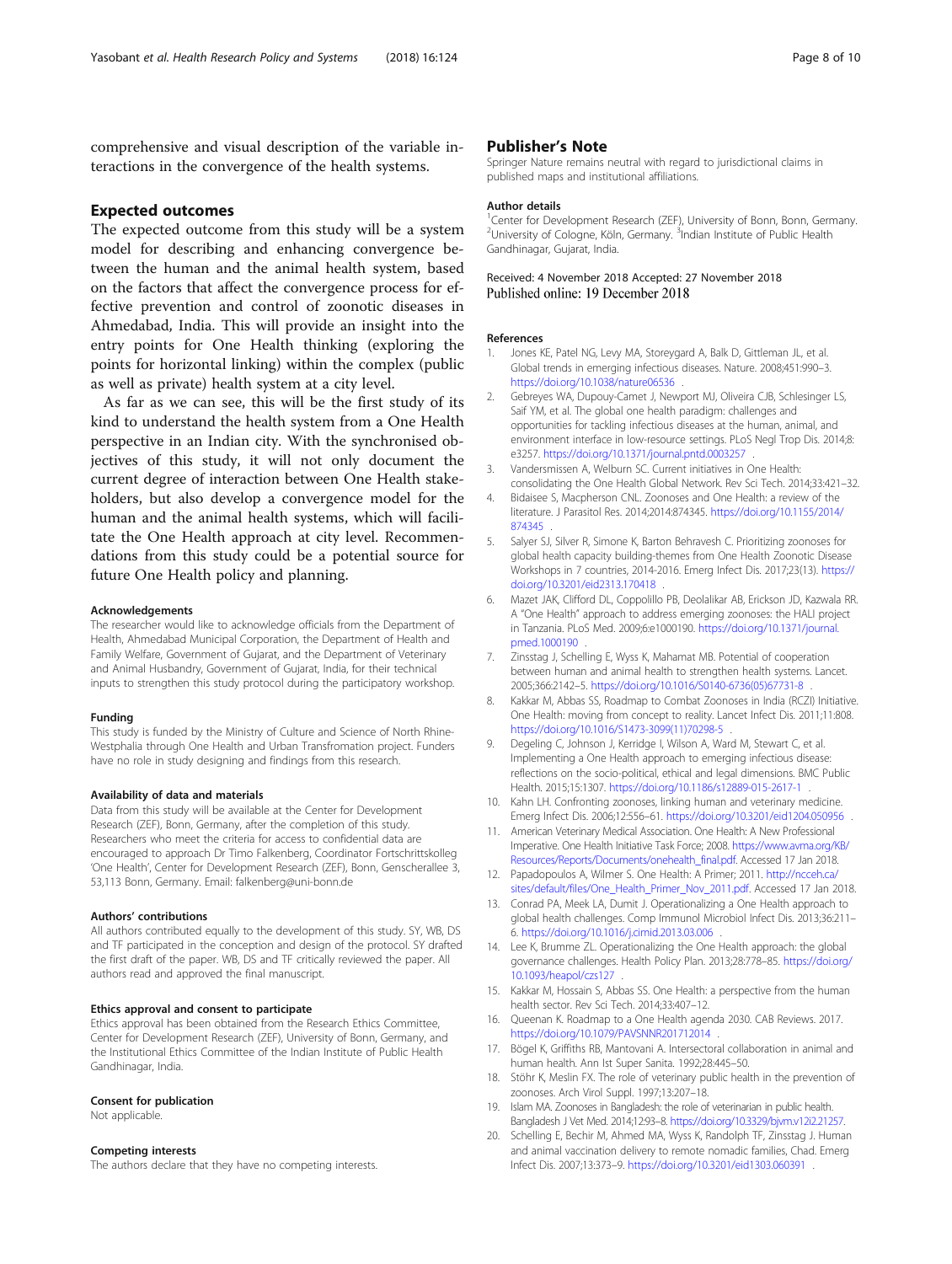comprehensive and visual description of the variable interactions in the convergence of the health systems.

## Expected outcomes

The expected outcome from this study will be a system model for describing and enhancing convergence between the human and the animal health system, based on the factors that affect the convergence process for effective prevention and control of zoonotic diseases in Ahmedabad, India. This will provide an insight into the entry points for One Health thinking (exploring the points for horizontal linking) within the complex (public as well as private) health system at a city level.

As far as we can see, this will be the first study of its kind to understand the health system from a One Health perspective in an Indian city. With the synchronised objectives of this study, it will not only document the current degree of interaction between One Health stakeholders, but also develop a convergence model for the human and the animal health systems, which will facilitate the One Health approach at city level. Recommendations from this study could be a potential source for future One Health policy and planning.

#### Acknowledgements

The researcher would like to acknowledge officials from the Department of Health, Ahmedabad Municipal Corporation, the Department of Health and Family Welfare, Government of Gujarat, and the Department of Veterinary and Animal Husbandry, Government of Gujarat, India, for their technical inputs to strengthen this study protocol during the participatory workshop.

#### Funding

This study is funded by the Ministry of Culture and Science of North Rhine-Westphalia through One Health and Urban Transfromation project. Funders have no role in study designing and findings from this research.

#### Availability of data and materials

Data from this study will be available at the Center for Development Research (ZEF), Bonn, Germany, after the completion of this study. Researchers who meet the criteria for access to confidential data are encouraged to approach Dr Timo Falkenberg, Coordinator Fortschrittskolleg 'One Health', Center for Development Research (ZEF), Bonn, Genscherallee 3, 53,113 Bonn, Germany. Email: falkenberg@uni-bonn.de

#### Authors' contributions

All authors contributed equally to the development of this study. SY, WB, DS and TF participated in the conception and design of the protocol. SY drafted the first draft of the paper. WB, DS and TF critically reviewed the paper. All authors read and approved the final manuscript.

#### Ethics approval and consent to participate

Ethics approval has been obtained from the Research Ethics Committee, Center for Development Research (ZEF), University of Bonn, Germany, and the Institutional Ethics Committee of the Indian Institute of Public Health Gandhinagar, India.

#### Consent for publication

Not applicable.

#### Competing interests

The authors declare that they have no competing interests.

## Publisher's Note

Springer Nature remains neutral with regard to jurisdictional claims in published maps and institutional affiliations.

#### Author details

[1]Center for Development Research (ZEF), University of Bonn, Bonn, Germany. [2]University of Cologne, Köln, Germany. [3]Indian Institute of Public Health Gandhinagar, Gujarat, India.

Received: 4 November 2018 Accepted: 27 November 2018
Published online: 19 December 2018

#### References

1. Jones KE, Patel NG, Levy MA, Storeygard A, Balk D, Gittleman JL, et al. Global trends in emerging infectious diseases. Nature. 2008;451:990–3. https://doi.org/10.1038/nature06536 .
2. Gebreyes WA, Dupouy-Camet J, Newport MJ, Oliveira CJB, Schlesinger LS, Saif YM, et al. The global one health paradigm: challenges and opportunities for tackling infectious diseases at the human, animal, and environment interface in low-resource settings. PLoS Negl Trop Dis. 2014;8:e3257. https://doi.org/10.1371/journal.pntd.0003257 .
3. Vandersmissen A, Welburn SC. Current initiatives in One Health: consolidating the One Health Global Network. Rev Sci Tech. 2014;33:421–32.
4. Bidaisee S, Macpherson CNL. Zoonoses and One Health: a review of the literature. J Parasitol Res. 2014;2014:874345. https://doi.org/10.1155/2014/874345 .
5. Salyer SJ, Silver R, Simone K, Barton Behravesh C. Prioritizing zoonoses for global health capacity building-themes from One Health Zoonotic Disease Workshops in 7 countries, 2014-2016. Emerg Infect Dis. 2017;23(13). https://doi.org/10.3201/eid2313.170418 .
6. Mazet JAK, Clifford DL, Coppolillo PB, Deolalikar AB, Erickson JD, Kazwala RR. A "One Health" approach to address emerging zoonoses: the HALI project in Tanzania. PLoS Med. 2009;6:e1000190. https://doi.org/10.1371/journal.pmed.1000190 .
7. Zinsstag J, Schelling E, Wyss K, Mahamat MB. Potential of cooperation between human and animal health to strengthen health systems. Lancet. 2005;366:2142–5. https://doi.org/10.1016/S0140-6736(05)67731-8 .
8. Kakkar M, Abbas SS, Roadmap to Combat Zoonoses in India (RCZI) Initiative. One Health: moving from concept to reality. Lancet Infect Dis. 2011;11:808. https://doi.org/10.1016/S1473-3099(11)70298-5 .
9. Degeling C, Johnson J, Kerridge I, Wilson A, Ward M, Stewart C, et al. Implementing a One Health approach to emerging infectious disease: reflections on the socio-political, ethical and legal dimensions. BMC Public Health. 2015;15:1307. https://doi.org/10.1186/s12889-015-2617-1 .
10. Kahn LH. Confronting zoonoses, linking human and veterinary medicine. Emerg Infect Dis. 2006;12:556–61. https://doi.org/10.3201/eid1204.050956 .
11. American Veterinary Medical Association. One Health: A New Professional Imperative. One Health Initiative Task Force; 2008. https://www.avma.org/KB/Resources/Reports/Documents/onehealth_final.pdf. Accessed 17 Jan 2018.
12. Papadopoulos A, Wilmer S. One Health: A Primer; 2011. http://ncceh.ca/sites/default/files/One_Health_Primer_Nov_2011.pdf. Accessed 17 Jan 2018.
13. Conrad PA, Meek LA, Dumit J. Operationalizing a One Health approach to global health challenges. Comp Immunol Microbiol Infect Dis. 2013;36:211–6. https://doi.org/10.1016/j.cimid.2013.03.006 .
14. Lee K, Brumme ZL. Operationalizing the One Health approach: the global governance challenges. Health Policy Plan. 2013;28:778–85. https://doi.org/10.1093/heapol/czs127 .
15. Kakkar M, Hossain S, Abbas SS. One Health: a perspective from the human health sector. Rev Sci Tech. 2014;33:407–12.
16. Queenan K. Roadmap to a One Health agenda 2030. CAB Reviews. 2017. https://doi.org/10.1079/PAVSNNR201712014 .
17. Bögel K, Griffiths RB, Mantovani A. Intersectoral collaboration in animal and human health. Ann Ist Super Sanita. 1992;28:445–50.
18. Stöhr K, Meslin FX. The role of veterinary public health in the prevention of zoonoses. Arch Virol Suppl. 1997;13:207–18.
19. Islam MA. Zoonoses in Bangladesh: the role of veterinarian in public health. Bangladesh J Vet Med. 2014;12:93–8. https://doi.org/10.3329/bjvm.v12i2.21257.
20. Schelling E, Bechir M, Ahmed MA, Wyss K, Randolph TF, Zinsstag J. Human and animal vaccination delivery to remote nomadic families, Chad. Emerg Infect Dis. 2007;13:373–9. https://doi.org/10.3201/eid1303.060391 .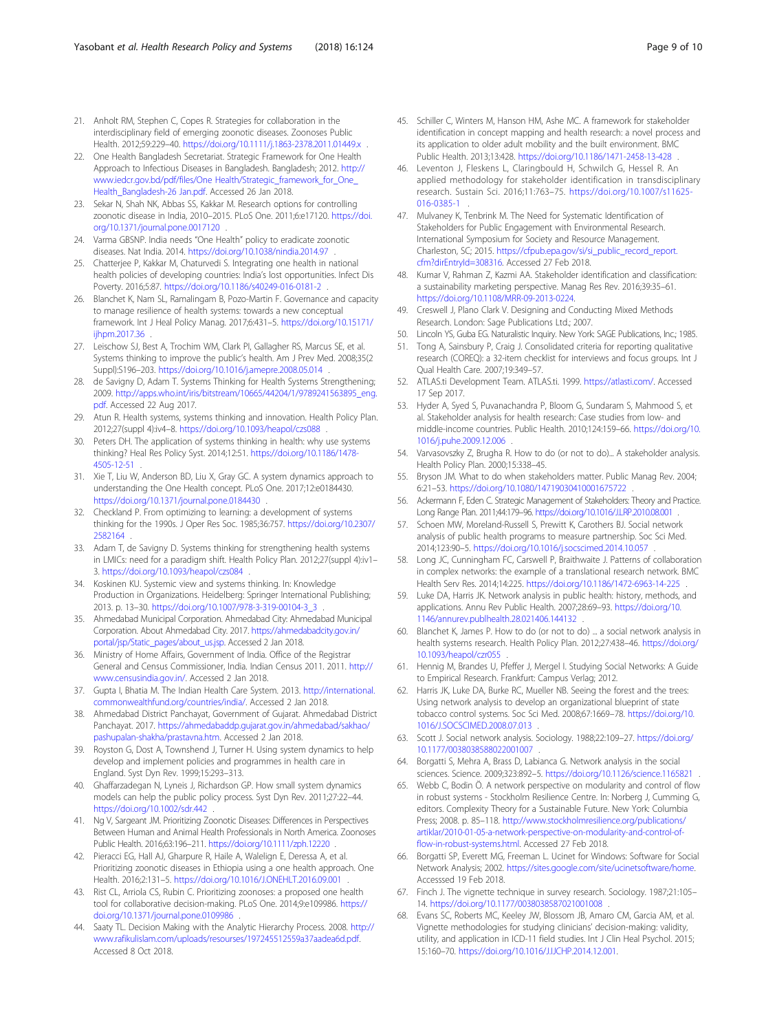21. Anholt RM, Stephen C, Copes R. Strategies for collaboration in the interdisciplinary field of emerging zoonotic diseases. Zoonoses Public Health. 2012;59:229–40. https://doi.org/10.1111/j.1863-2378.2011.01449.x.
22. One Health Bangladesh Secretariat. Strategic Framework for One Health Approach to Infectious Diseases in Bangladesh. Bangladesh; 2012. http://www.iedcr.gov.bd/pdf/files/One Health/Strategic_framework_for_One_Health_Bangladesh-26 Jan.pdf. Accessed 26 Jan 2018.
23. Sekar N, Shah NK, Abbas SS, Kakkar M. Research options for controlling zoonotic disease in India, 2010–2015. PLoS One. 2011;6:e17120. https://doi.org/10.1371/journal.pone.0017120.
24. Varma GBSNP. India needs "One Health" policy to eradicate zoonotic diseases. Nat India. 2014. https://doi.org/10.1038/nindia.2014.97.
25. Chatterjee P, Kakkar M, Chaturvedi S. Integrating one health in national health policies of developing countries: India's lost opportunities. Infect Dis Poverty. 2016;5:87. https://doi.org/10.1186/s40249-016-0181-2.
26. Blanchet K, Nam SL, Ramalingam B, Pozo-Martin F. Governance and capacity to manage resilience of health systems: towards a new conceptual framework. Int J Heal Policy Manag. 2017;6:431–5. https://doi.org/10.15171/ijhpm.2017.36.
27. Leischow SJ, Best A, Trochim WM, Clark PI, Gallagher RS, Marcus SE, et al. Systems thinking to improve the public's health. Am J Prev Med. 2008;35(2 Suppl):S196–203. https://doi.org/10.1016/j.amepre.2008.05.014.
28. de Savigny D, Adam T. Systems Thinking for Health Systems Strengthening; 2009. http://apps.who.int/iris/bitstream/10665/44204/1/9789241563895_eng.pdf. Accessed 22 Aug 2017.
29. Atun R. Health systems, systems thinking and innovation. Health Policy Plan. 2012;27(suppl 4):iv4–8. https://doi.org/10.1093/heapol/czs088.
30. Peters DH. The application of systems thinking in health: why use systems thinking? Heal Res Policy Syst. 2014;12:51. https://doi.org/10.1186/1478-4505-12-51.
31. Xie T, Liu W, Anderson BD, Liu X, Gray GC. A system dynamics approach to understanding the One Health concept. PLoS One. 2017;12:e0184430. https://doi.org/10.1371/journal.pone.0184430.
32. Checkland P. From optimizing to learning: a development of systems thinking for the 1990s. J Oper Res Soc. 1985;36:757. https://doi.org/10.2307/2582164.
33. Adam T, de Savigny D. Systems thinking for strengthening health systems in LMICs: need for a paradigm shift. Health Policy Plan. 2012;27(suppl 4):iv1–3. https://doi.org/10.1093/heapol/czs084.
34. Koskinen KU. Systemic view and systems thinking. In: Knowledge Production in Organizations. Heidelberg: Springer International Publishing; 2013. p. 13–30. https://doi.org/10.1007/978-3-319-00104-3_3.
35. Ahmedabad Municipal Corporation. Ahmedabad City: Ahmedabad Municipal Corporation. About Ahmedabad City. 2017. https://ahmedabadcity.gov.in/portal/jsp/Static_pages/about_us.jsp. Accessed 2 Jan 2018.
36. Ministry of Home Affairs, Government of India. Office of the Registrar General and Census Commissioner, India. Indian Census 2011. 2011. http://www.censusindia.gov.in/. Accessed 2 Jan 2018.
37. Gupta I, Bhatia M. The Indian Health Care System. 2013. http://international.commonwealthfund.org/countries/india/. Accessed 2 Jan 2018.
38. Ahmedabad District Panchayat, Government of Gujarat. Ahmedabad District Panchayat. 2017. https://ahmedabaddp.gujarat.gov.in/ahmedabad/sakhao/pashupalan-shakha/prastavna.htm. Accessed 2 Jan 2018.
39. Royston G, Dost A, Townshend J, Turner H. Using system dynamics to help develop and implement policies and programmes in health care in England. Syst Dyn Rev. 1999;15:293–313.
40. Ghaffarzadegan N, Lyneis J, Richardson GP. How small system dynamics models can help the public policy process. Syst Dyn Rev. 2011;27:22–44. https://doi.org/10.1002/sdr.442.
41. Ng V, Sargeant JM. Prioritizing Zoonotic Diseases: Differences in Perspectives Between Human and Animal Health Professionals in North America. Zoonoses Public Health. 2016;63:196–211. https://doi.org/10.1111/zph.12220.
42. Pieracci EG, Hall AJ, Gharpure R, Haile A, Walelign E, Deressa A, et al. Prioritizing zoonotic diseases in Ethiopia using a one health approach. One Health. 2016;2:131–5. https://doi.org/10.1016/J.ONEHLT.2016.09.001.
43. Rist CL, Arriola CS, Rubin C. Prioritizing zoonoses: a proposed one health tool for collaborative decision-making. PLoS One. 2014;9:e109986. https://doi.org/10.1371/journal.pone.0109986.
44. Saaty TL. Decision Making with the Analytic Hierarchy Process. 2008. http://www.rafikulislam.com/uploads/resourses/197245512559a37aadea6d.pdf. Accessed 8 Oct 2018.
45. Schiller C, Winters M, Hanson HM, Ashe MC. A framework for stakeholder identification in concept mapping and health research: a novel process and its application to older adult mobility and the built environment. BMC Public Health. 2013;13:428. https://doi.org/10.1186/1471-2458-13-428.
46. Leventon J, Fleskens L, Claringbould H, Schwilch G, Hessel R. An applied methodology for stakeholder identification in transdisciplinary research. Sustain Sci. 2016;11:763–75. https://doi.org/10.1007/s11625-016-0385-1.
47. Mulvaney K, Tenbrink M. The Need for Systematic Identification of Stakeholders for Public Engagement with Environmental Research. International Symposium for Society and Resource Management. Charleston, SC; 2015. https://cfpub.epa.gov/si/si_public_record_report.cfm?dirEntryId=308316. Accessed 27 Feb 2018.
48. Kumar V, Rahman Z, Kazmi AA. Stakeholder identification and classification: a sustainability marketing perspective. Manag Res Rev. 2016;39:35–61. https://doi.org/10.1108/MRR-09-2013-0224.
49. Creswell J, Plano Clark V. Designing and Conducting Mixed Methods Research. London: Sage Publications Ltd.; 2007.
50. Lincoln YS, Guba EG. Naturalistic Inquiry. New York: SAGE Publications, Inc.; 1985.
51. Tong A, Sainsbury P, Craig J. Consolidated criteria for reporting qualitative research (COREQ): a 32-item checklist for interviews and focus groups. Int J Qual Health Care. 2007;19:349–57.
52. ATLAS.ti Development Team. ATLAS.ti. 1999. https://atlasti.com/. Accessed 17 Sep 2017.
53. Hyder A, Syed S, Puvanachandra P, Bloom G, Sundaram S, Mahmood S, et al. Stakeholder analysis for health research: Case studies from low- and middle-income countries. Public Health. 2010;124:159–66. https://doi.org/10.1016/j.puhe.2009.12.006.
54. Varvasovszky Z, Brugha R. How to do (or not to do)... A stakeholder analysis. Health Policy Plan. 2000;15:338–45.
55. Bryson JM. What to do when stakeholders matter. Public Manag Rev. 2004;6:21–53. https://doi.org/10.1080/14719030410001675722.
56. Ackermann F, Eden C. Strategic Management of Stakeholders: Theory and Practice. Long Range Plan. 2011;44:179–96. https://doi.org/10.1016/J.LRP.2010.08.001.
57. Schoen MW, Moreland-Russell S, Prewitt K, Carothers BJ. Social network analysis of public health programs to measure partnership. Soc Sci Med. 2014;123:90–5. https://doi.org/10.1016/j.socscimed.2014.10.057.
58. Long JC, Cunningham FC, Carswell P, Braithwaite J. Patterns of collaboration in complex networks: the example of a translational research network. BMC Health Serv Res. 2014;14:225. https://doi.org/10.1186/1472-6963-14-225.
59. Luke DA, Harris JK. Network analysis in public health: history, methods, and applications. Annu Rev Public Health. 2007;28:69–93. https://doi.org/10.1146/annurev.publhealth.28.021406.144132.
60. Blanchet K, James P. How to do (or not to do) ... a social network analysis in health systems research. Health Policy Plan. 2012;27:438–46. https://doi.org/10.1093/heapol/czr055.
61. Hennig M, Brandes U, Pfeffer J, Mergel I. Studying Social Networks: A Guide to Empirical Research. Frankfurt: Campus Verlag; 2012.
62. Harris JK, Luke DA, Burke RC, Mueller NB. Seeing the forest and the trees: Using network analysis to develop an organizational blueprint of state tobacco control systems. Soc Sci Med. 2008;67:1669–78. https://doi.org/10.1016/J.SOCSCIMED.2008.07.013.
63. Scott J. Social network analysis. Sociology. 1988;22:109–27. https://doi.org/10.1177/0038038588022001007.
64. Borgatti S, Mehra A, Brass D, Labianca G. Network analysis in the social sciences. Science. 2009;323:892–5. https://doi.org/10.1126/science.1165821.
65. Webb C, Bodin Ö. A network perspective on modularity and control of flow in robust systems - Stockholm Resilience Centre. In: Norberg J, Cumming G, editors. Complexity Theory for a Sustainable Future. New York: Columbia Press; 2008. p. 85–118. http://www.stockholmresilience.org/publications/artiklar/2010-01-05-a-network-perspective-on-modularity-and-control-of-flow-in-robust-systems.html. Accessed 27 Feb 2018.
66. Borgatti SP, Everett MG, Freeman L. Ucinet for Windows: Software for Social Network Analysis; 2002. https://sites.google.com/site/ucinetsoftware/home. Accesssed 19 Feb 2018.
67. Finch J. The vignette technique in survey research. Sociology. 1987;21:105–14. https://doi.org/10.1177/0038038587021001008.
68. Evans SC, Roberts MC, Keeley JW, Blossom JB, Amaro CM, Garcia AM, et al. Vignette methodologies for studying clinicians' decision-making: validity, utility, and application in ICD-11 field studies. Int J Clin Heal Psychol. 2015;15:160–70. https://doi.org/10.1016/J.IJCHP.2014.12.001.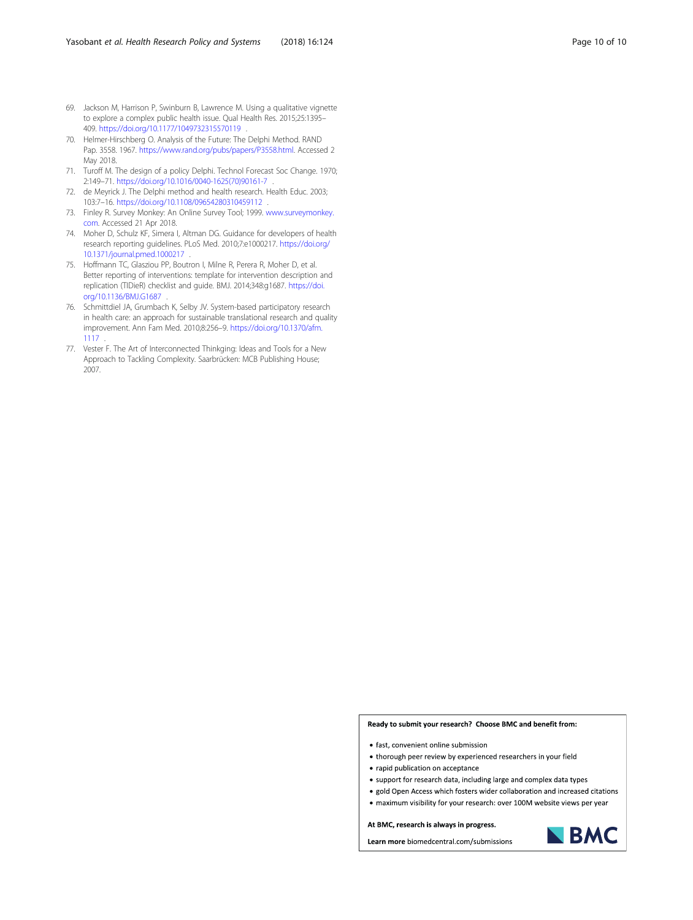69. Jackson M, Harrison P, Swinburn B, Lawrence M. Using a qualitative vignette to explore a complex public health issue. Qual Health Res. 2015;25:1395–409. https://doi.org/10.1177/1049732315570119 .
70. Helmer-Hirschberg O. Analysis of the Future: The Delphi Method. RAND Pap. 3558. 1967. https://www.rand.org/pubs/papers/P3558.html. Accessed 2 May 2018.
71. Turoff M. The design of a policy Delphi. Technol Forecast Soc Change. 1970; 2:149–71. https://doi.org/10.1016/0040-1625(70)90161-7 .
72. de Meyrick J. The Delphi method and health research. Health Educ. 2003; 103:7–16. https://doi.org/10.1108/09654280310459112 .
73. Finley R. Survey Monkey: An Online Survey Tool; 1999. www.surveymonkey.com. Accessed 21 Apr 2018.
74. Moher D, Schulz KF, Simera I, Altman DG. Guidance for developers of health research reporting guidelines. PLoS Med. 2010;7:e1000217. https://doi.org/10.1371/journal.pmed.1000217 .
75. Hoffmann TC, Glasziou PP, Boutron I, Milne R, Perera R, Moher D, et al. Better reporting of interventions: template for intervention description and replication (TIDieR) checklist and guide. BMJ. 2014;348:g1687. https://doi.org/10.1136/BMJ.G1687 .
76. Schmittdiel JA, Grumbach K, Selby JV. System-based participatory research in health care: an approach for sustainable translational research and quality improvement. Ann Fam Med. 2010;8:256–9. https://doi.org/10.1370/afm.1117 .
77. Vester F. The Art of Interconnected Thinkging: Ideas and Tools for a New Approach to Tackling Complexity. Saarbrücken: MCB Publishing House; 2007.

**Ready to submit your research? Choose BMC and benefit from:**

- fast, convenient online submission
- thorough peer review by experienced researchers in your field
- rapid publication on acceptance
- support for research data, including large and complex data types
- gold Open Access which fosters wider collaboration and increased citations
- maximum visibility for your research: over 100M website views per year

**At BMC, research is always in progress.**

**Learn more** biomedcentral.com/submissions

BMC